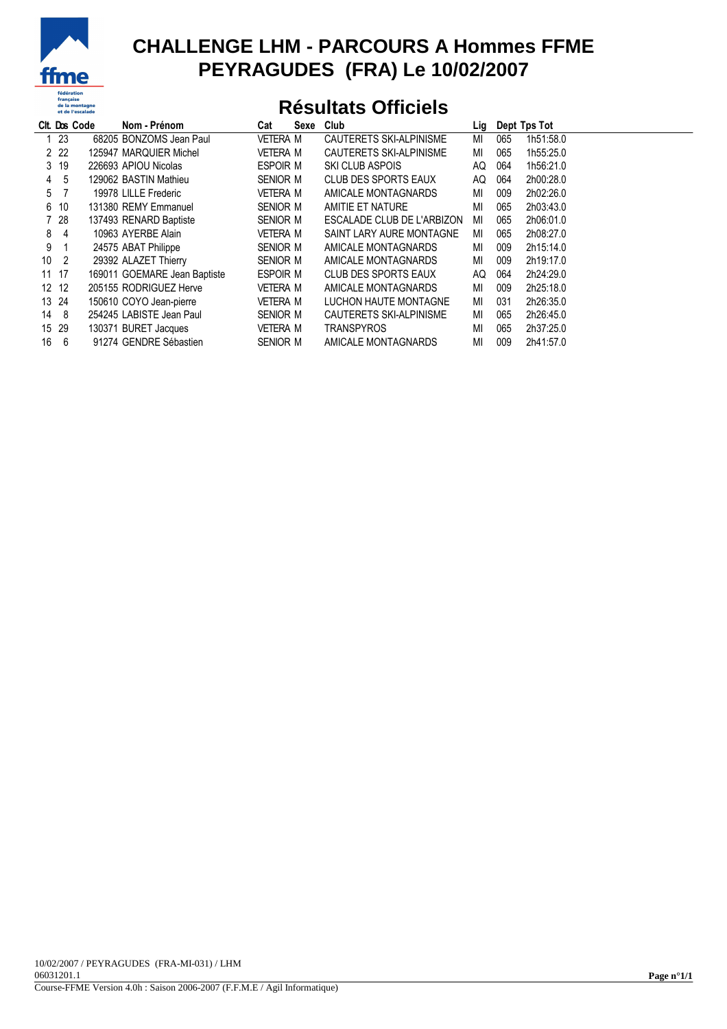# CHALLENGE LHM - PARCOURS A Hommes FFME
# PEYRAGUDES (FRA) Le 10/02/2007

## Résultats Officiels

| Clt. | Dos | Code | Nom - Prénom | Cat | Sexe | Club | Lig | Dept | Tps Tot |
|---|---|---|---|---|---|---|---|---|---|
| 1 | 23 | 68205 | BONZOMS Jean Paul | VETERA | M | CAUTERETS SKI-ALPINISME | MI | 065 | 1h51:58.0 |
| 2 | 22 | 125947 | MARQUIER Michel | VETERA | M | CAUTERETS SKI-ALPINISME | MI | 065 | 1h55:25.0 |
| 3 | 19 | 226693 | APIOU Nicolas | ESPOIR | M | SKI CLUB ASPOIS | AQ | 064 | 1h56:21.0 |
| 4 | 5 | 129062 | BASTIN Mathieu | SENIOR | M | CLUB DES SPORTS EAUX | AQ | 064 | 2h00:28.0 |
| 5 | 7 | 19978 | LILLE Frederic | VETERA | M | AMICALE MONTAGNARDS | MI | 009 | 2h02:26.0 |
| 6 | 10 | 131380 | REMY Emmanuel | SENIOR | M | AMITIE ET NATURE | MI | 065 | 2h03:43.0 |
| 7 | 28 | 137493 | RENARD Baptiste | SENIOR | M | ESCALADE CLUB DE L'ARBIZON | MI | 065 | 2h06:01.0 |
| 8 | 4 | 10963 | AYERBE Alain | VETERA | M | SAINT LARY AURE MONTAGNE | MI | 065 | 2h08:27.0 |
| 9 | 1 | 24575 | ABAT Philippe | SENIOR | M | AMICALE MONTAGNARDS | MI | 009 | 2h15:14.0 |
| 10 | 2 | 29392 | ALAZET Thierry | SENIOR | M | AMICALE MONTAGNARDS | MI | 009 | 2h19:17.0 |
| 11 | 17 | 169011 | GOEMARE Jean Baptiste | ESPOIR | M | CLUB DES SPORTS EAUX | AQ | 064 | 2h24:29.0 |
| 12 | 12 | 205155 | RODRIGUEZ Herve | VETERA | M | AMICALE MONTAGNARDS | MI | 009 | 2h25:18.0 |
| 13 | 24 | 150610 | COYO Jean-pierre | VETERA | M | LUCHON HAUTE MONTAGNE | MI | 031 | 2h26:35.0 |
| 14 | 8 | 254245 | LABISTE Jean Paul | SENIOR | M | CAUTERETS SKI-ALPINISME | MI | 065 | 2h26:45.0 |
| 15 | 29 | 130371 | BURET Jacques | VETERA | M | TRANSPYROS | MI | 065 | 2h37:25.0 |
| 16 | 6 | 91274 | GENDRE Sébastien | SENIOR | M | AMICALE MONTAGNARDS | MI | 009 | 2h41:57.0 |

10/02/2007 / PEYRAGUDES (FRA-MI-031) / LHM
06031201.1
Course-FFME Version 4.0h : Saison 2006-2007 (F.F.M.E / Agil Informatique)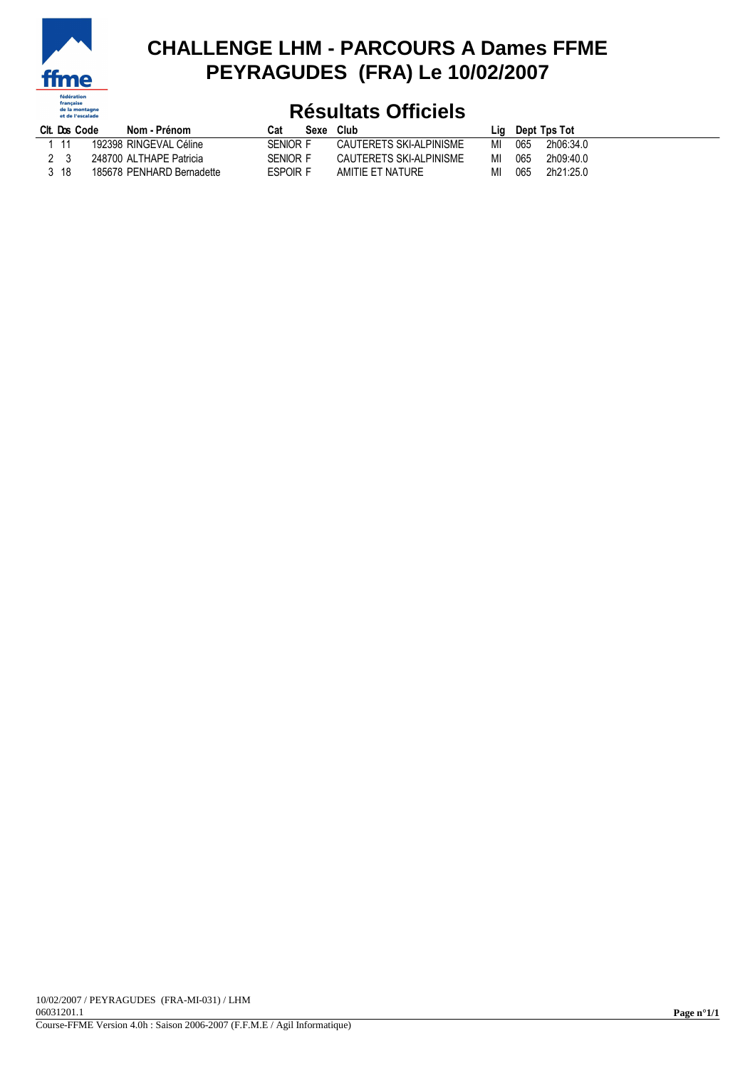# CHALLENGE LHM - PARCOURS A Dames FFME
# PEYRAGUDES (FRA) Le 10/02/2007

## Résultats Officiels

| Clt. | Dos | Code | Nom - Prénom | Cat | Sexe | Club | Lig | Dept | Tps Tot |
|---|---|---|---|---|---|---|---|---|---|
| 1 | 11 | 192398 | RINGEVAL Céline | SENIOR | F | CAUTERETS SKI-ALPINISME | MI | 065 | 2h06:34.0 |
| 2 | 3 | 248700 | ALTHAPE Patricia | SENIOR | F | CAUTERETS SKI-ALPINISME | MI | 065 | 2h09:40.0 |
| 3 | 18 | 185678 | PENHARD Bernadette | ESPOIR | F | AMITIE ET NATURE | MI | 065 | 2h21:25.0 |

10/02/2007 / PEYRAGUDES (FRA-MI-031) / LHM
06031201.1
Course-FFME Version 4.0h : Saison 2006-2007 (F.F.M.E / Agil Informatique)